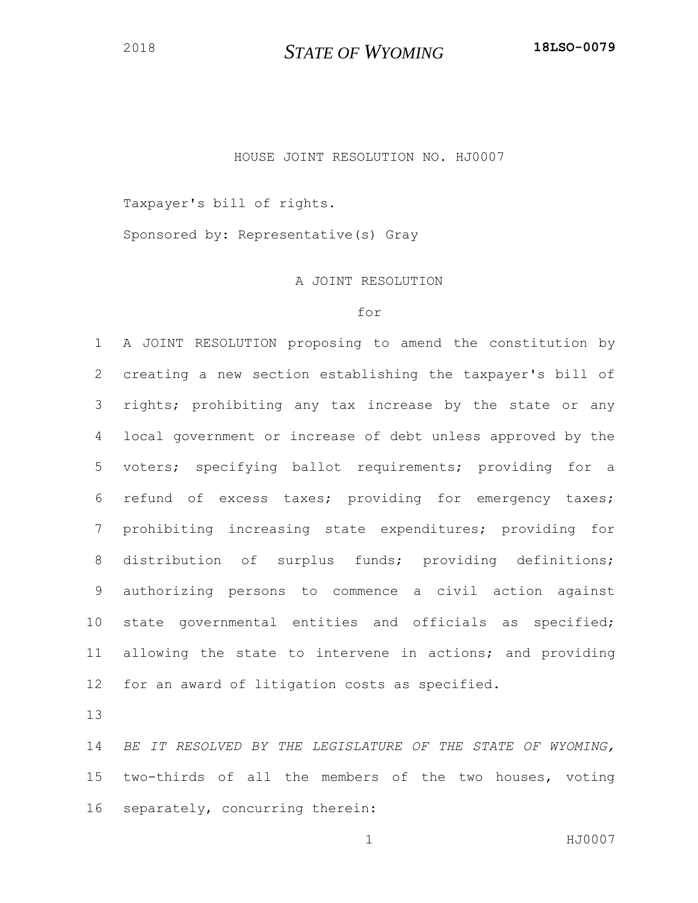# HOUSE JOINT RESOLUTION NO. HJ0007

Taxpayer's bill of rights.

Sponsored by: Representative(s) Gray

## A JOINT RESOLUTION

for

A JOINT RESOLUTION proposing to amend the constitution by creating a new section establishing the taxpayer's bill of rights; prohibiting any tax increase by the state or any local government or increase of debt unless approved by the voters; specifying ballot requirements; providing for a refund of excess taxes; providing for emergency taxes; prohibiting increasing state expenditures; providing for distribution of surplus funds; providing definitions; authorizing persons to commence a civil action against state governmental entities and officials as specified; allowing the state to intervene in actions; and providing for an award of litigation costs as specified.

*BE IT RESOLVED BY THE LEGISLATURE OF THE STATE OF WYOMING,* two-thirds of all the members of the two houses, voting separately, concurring therein: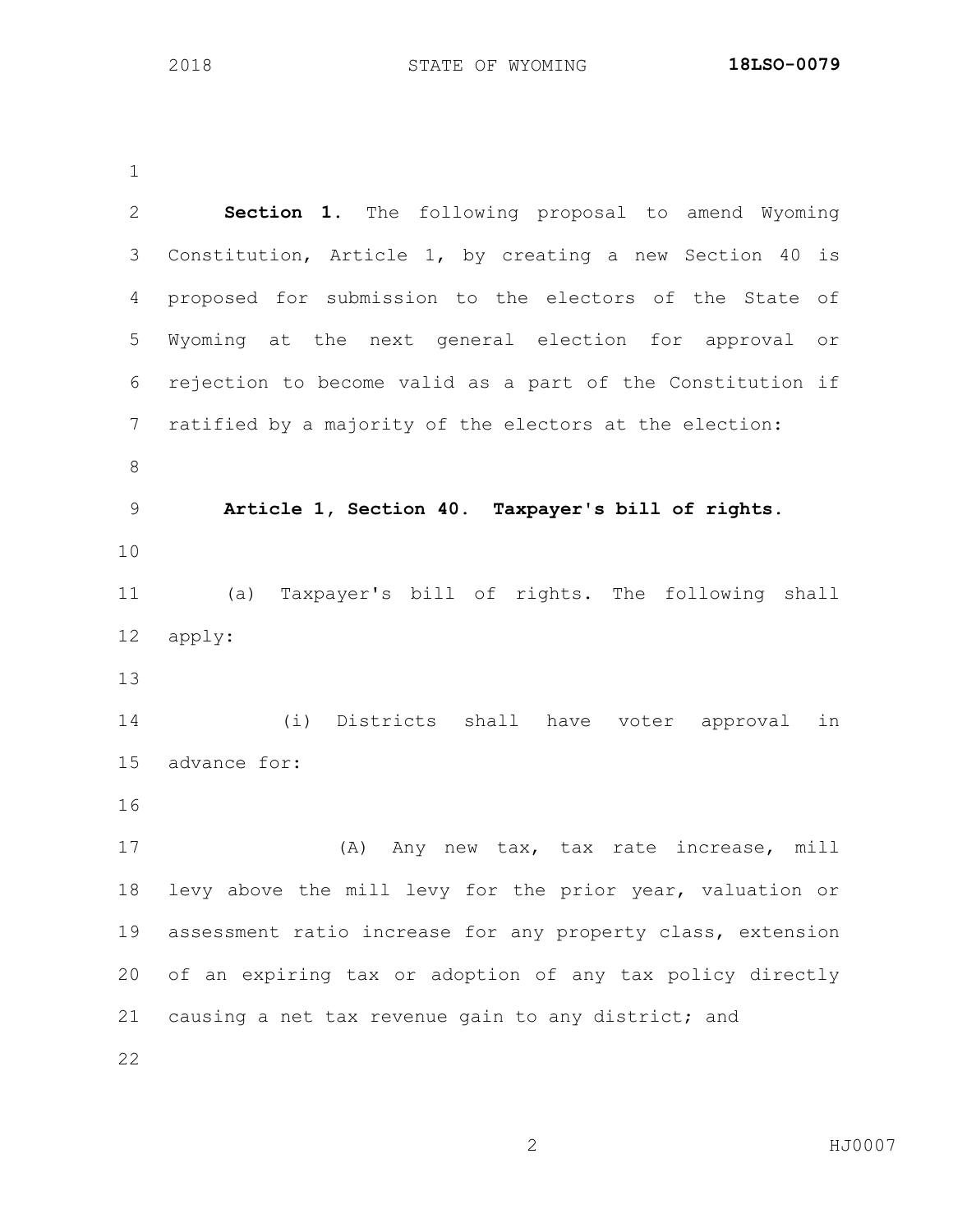**Section 1.** The following proposal to amend Wyoming Constitution, Article 1, by creating a new Section 40 is proposed for submission to the electors of the State of Wyoming at the next general election for approval or rejection to become valid as a part of the Constitution if ratified by a majority of the electors at the election:

**Article 1, Section 40. Taxpayer's bill of rights.**

(a) Taxpayer's bill of rights. The following shall apply:

(i) Districts shall have voter approval in advance for:

(A) Any new tax, tax rate increase, mill levy above the mill levy for the prior year, valuation or assessment ratio increase for any property class, extension of an expiring tax or adoption of any tax policy directly causing a net tax revenue gain to any district; and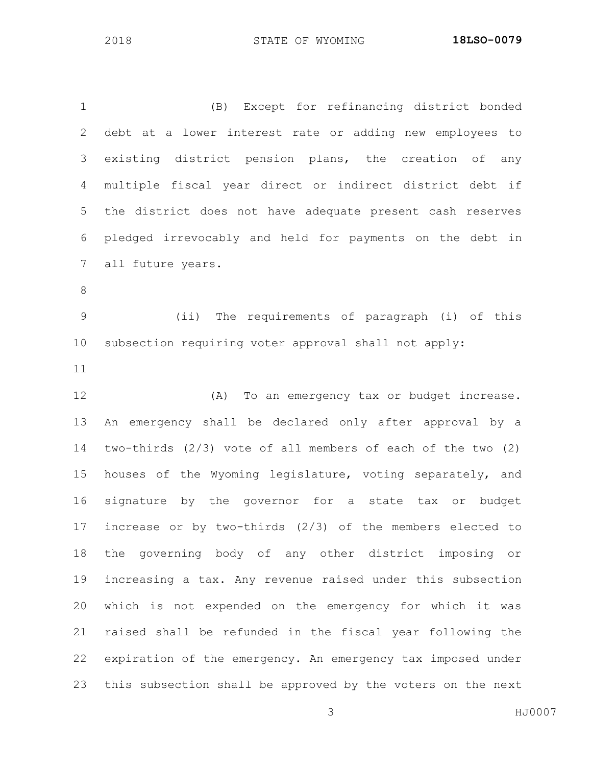(B) Except for refinancing district bonded debt at a lower interest rate or adding new employees to existing district pension plans, the creation of any multiple fiscal year direct or indirect district debt if the district does not have adequate present cash reserves pledged irrevocably and held for payments on the debt in all future years.

(ii) The requirements of paragraph (i) of this subsection requiring voter approval shall not apply:

(A) To an emergency tax or budget increase. An emergency shall be declared only after approval by a two-thirds (2/3) vote of all members of each of the two (2) houses of the Wyoming legislature, voting separately, and signature by the governor for a state tax or budget increase or by two-thirds (2/3) of the members elected to the governing body of any other district imposing or increasing a tax. Any revenue raised under this subsection which is not expended on the emergency for which it was raised shall be refunded in the fiscal year following the expiration of the emergency. An emergency tax imposed under this subsection shall be approved by the voters on the next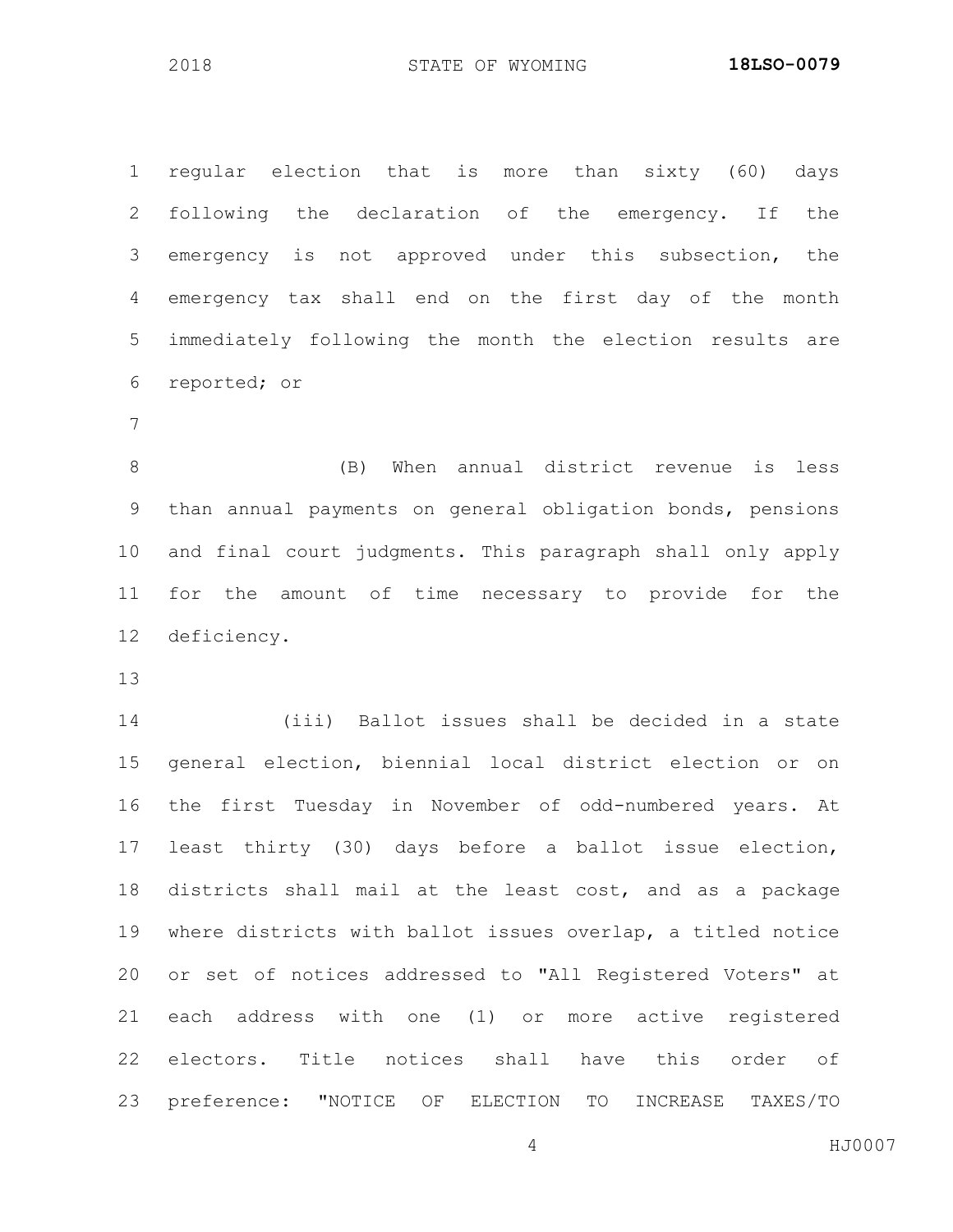regular election that is more than sixty (60) days following the declaration of the emergency. If the emergency is not approved under this subsection, the emergency tax shall end on the first day of the month immediately following the month the election results are reported; or

(B) When annual district revenue is less than annual payments on general obligation bonds, pensions and final court judgments. This paragraph shall only apply for the amount of time necessary to provide for the deficiency.

(iii) Ballot issues shall be decided in a state general election, biennial local district election or on the first Tuesday in November of odd-numbered years. At least thirty (30) days before a ballot issue election, districts shall mail at the least cost, and as a package where districts with ballot issues overlap, a titled notice or set of notices addressed to "All Registered Voters" at each address with one (1) or more active registered electors. Title notices shall have this order of preference: "NOTICE OF ELECTION TO INCREASE TAXES/TO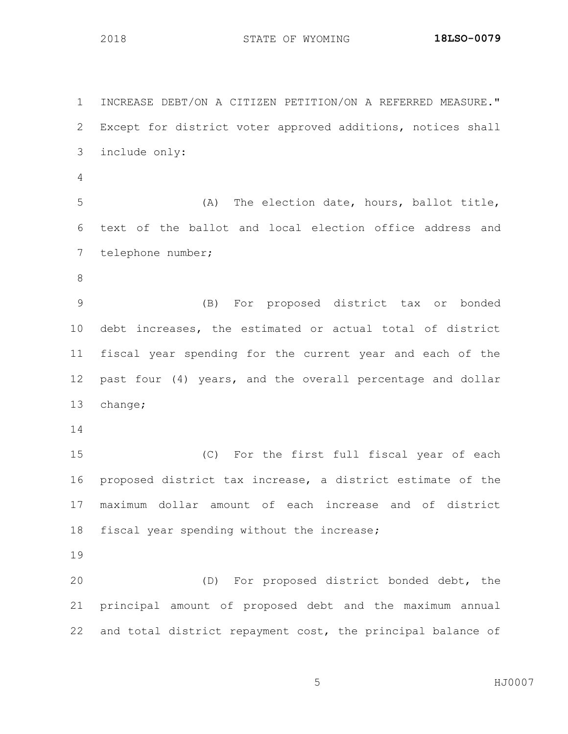INCREASE DEBT/ON A CITIZEN PETITION/ON A REFERRED MEASURE." Except for district voter approved additions, notices shall include only:

(A) The election date, hours, ballot title, text of the ballot and local election office address and telephone number;

(B) For proposed district tax or bonded debt increases, the estimated or actual total of district fiscal year spending for the current year and each of the past four (4) years, and the overall percentage and dollar change;

(C) For the first full fiscal year of each proposed district tax increase, a district estimate of the maximum dollar amount of each increase and of district fiscal year spending without the increase;

(D) For proposed district bonded debt, the principal amount of proposed debt and the maximum annual and total district repayment cost, the principal balance of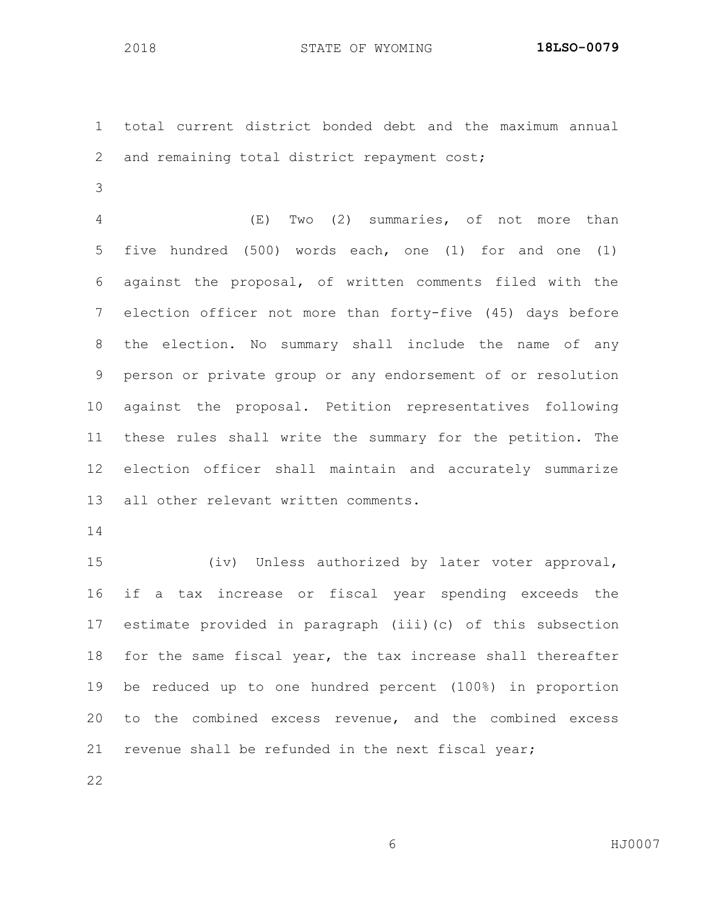total current district bonded debt and the maximum annual and remaining total district repayment cost;

(E) Two (2) summaries, of not more than five hundred (500) words each, one (1) for and one (1) against the proposal, of written comments filed with the election officer not more than forty-five (45) days before the election. No summary shall include the name of any person or private group or any endorsement of or resolution against the proposal. Petition representatives following these rules shall write the summary for the petition. The election officer shall maintain and accurately summarize all other relevant written comments.

(iv) Unless authorized by later voter approval, if a tax increase or fiscal year spending exceeds the estimate provided in paragraph (iii)(c) of this subsection for the same fiscal year, the tax increase shall thereafter be reduced up to one hundred percent (100%) in proportion to the combined excess revenue, and the combined excess revenue shall be refunded in the next fiscal year;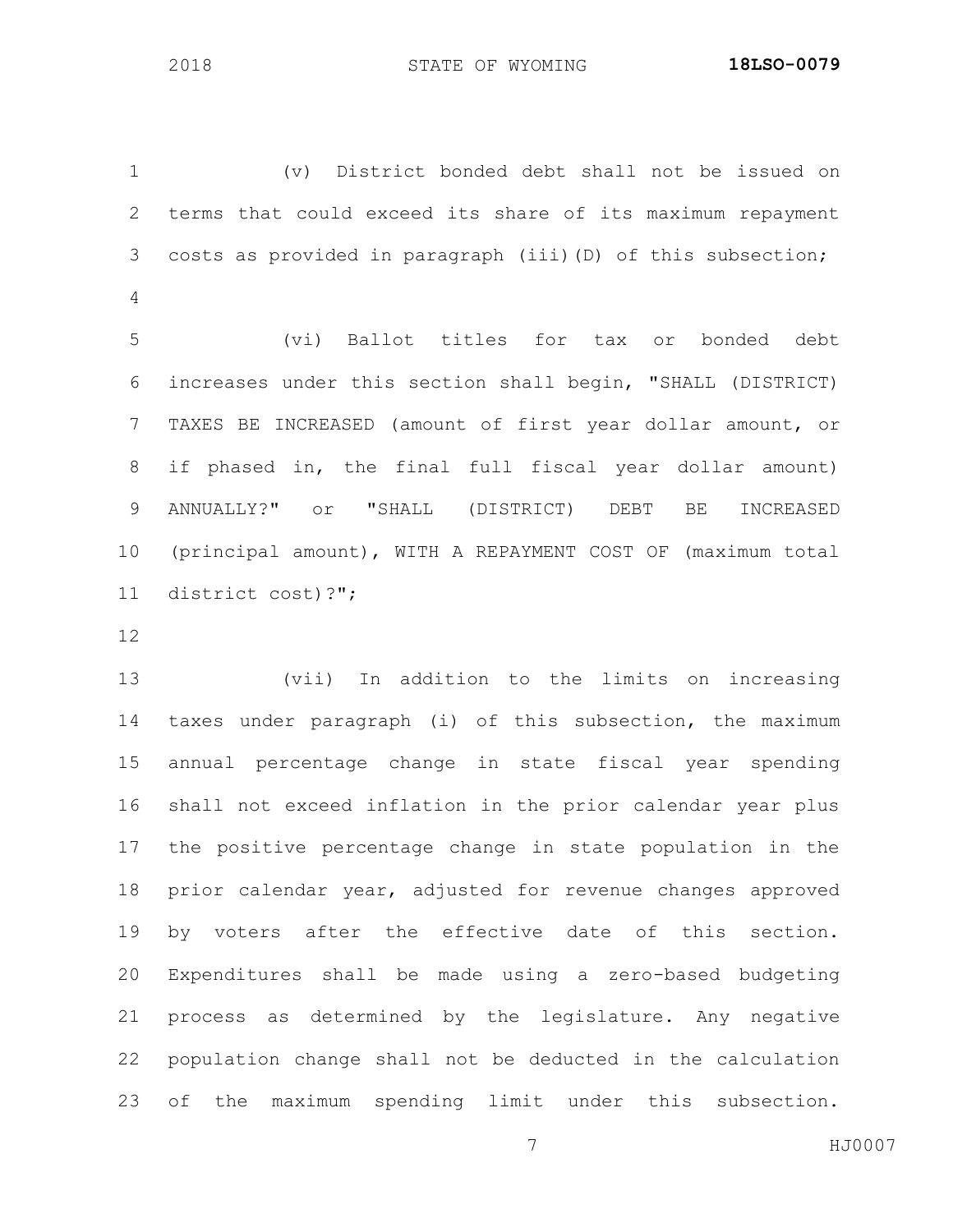(v) District bonded debt shall not be issued on terms that could exceed its share of its maximum repayment costs as provided in paragraph (iii)(D) of this subsection;

(vi) Ballot titles for tax or bonded debt increases under this section shall begin, "SHALL (DISTRICT) TAXES BE INCREASED (amount of first year dollar amount, or if phased in, the final full fiscal year dollar amount) ANNUALLY?" or "SHALL (DISTRICT) DEBT BE INCREASED (principal amount), WITH A REPAYMENT COST OF (maximum total district cost)?";

(vii) In addition to the limits on increasing taxes under paragraph (i) of this subsection, the maximum annual percentage change in state fiscal year spending shall not exceed inflation in the prior calendar year plus the positive percentage change in state population in the prior calendar year, adjusted for revenue changes approved by voters after the effective date of this section. Expenditures shall be made using a zero-based budgeting process as determined by the legislature. Any negative population change shall not be deducted in the calculation of the maximum spending limit under this subsection.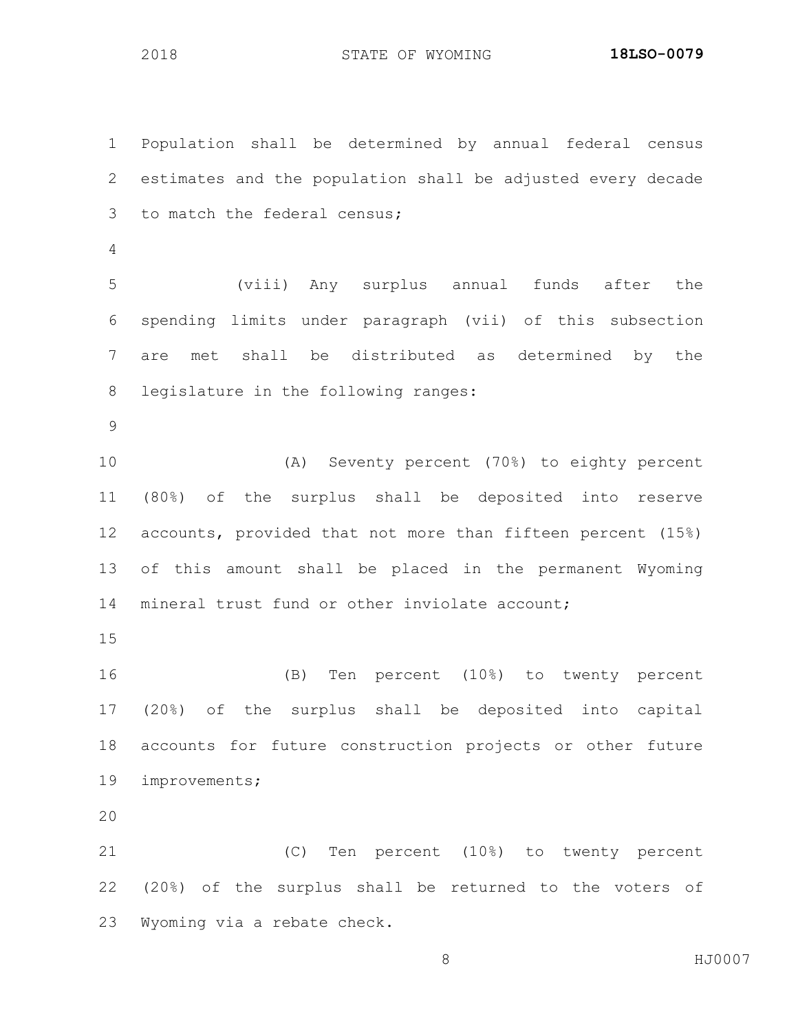Population shall be determined by annual federal census estimates and the population shall be adjusted every decade to match the federal census;

(viii) Any surplus annual funds after the spending limits under paragraph (vii) of this subsection are met shall be distributed as determined by the legislature in the following ranges:

(A) Seventy percent (70%) to eighty percent (80%) of the surplus shall be deposited into reserve accounts, provided that not more than fifteen percent (15%) of this amount shall be placed in the permanent Wyoming mineral trust fund or other inviolate account;

(B) Ten percent (10%) to twenty percent (20%) of the surplus shall be deposited into capital accounts for future construction projects or other future improvements;

(C) Ten percent (10%) to twenty percent (20%) of the surplus shall be returned to the voters of Wyoming via a rebate check.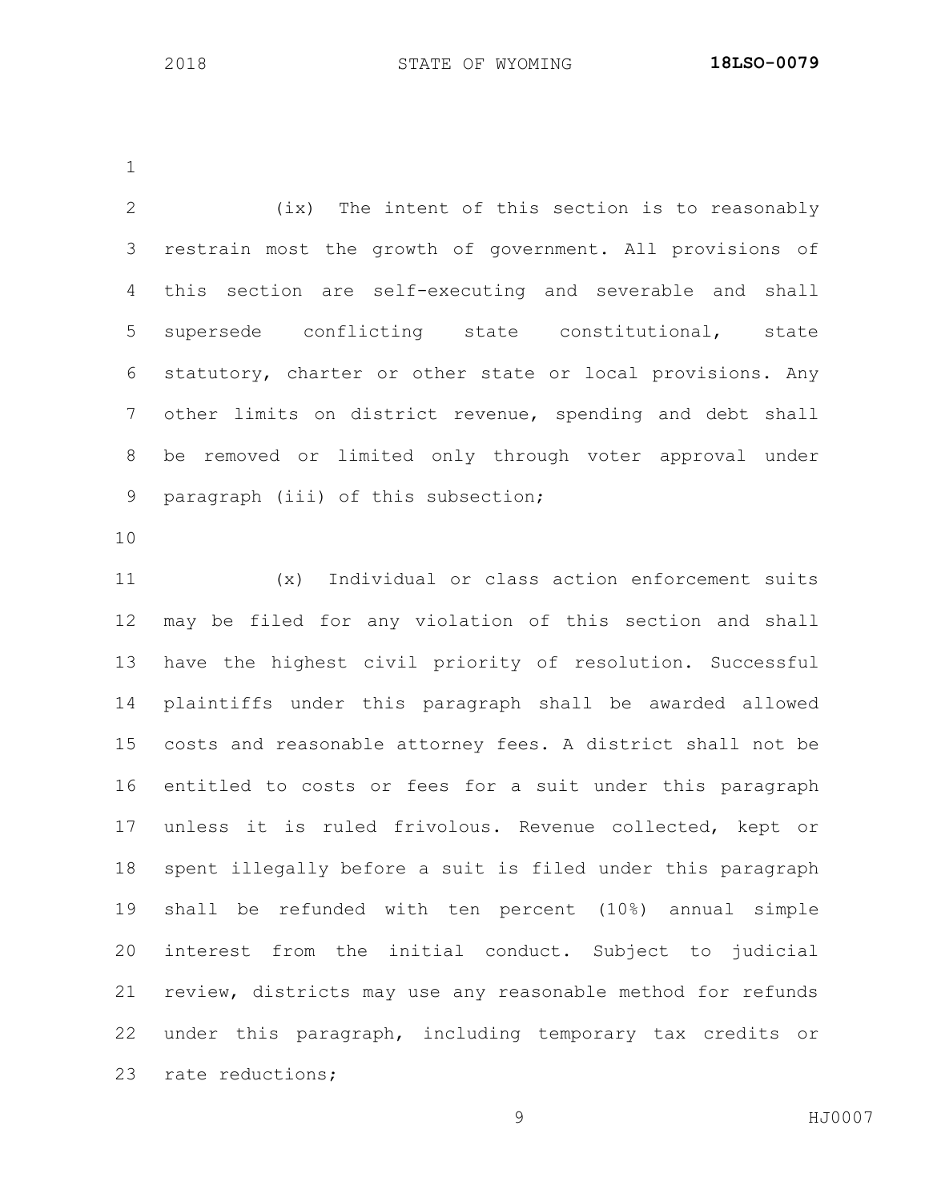(ix) The intent of this section is to reasonably restrain most the growth of government. All provisions of this section are self-executing and severable and shall supersede conflicting state constitutional, state statutory, charter or other state or local provisions. Any other limits on district revenue, spending and debt shall be removed or limited only through voter approval under paragraph (iii) of this subsection;

(x) Individual or class action enforcement suits may be filed for any violation of this section and shall have the highest civil priority of resolution. Successful plaintiffs under this paragraph shall be awarded allowed costs and reasonable attorney fees. A district shall not be entitled to costs or fees for a suit under this paragraph unless it is ruled frivolous. Revenue collected, kept or spent illegally before a suit is filed under this paragraph shall be refunded with ten percent (10%) annual simple interest from the initial conduct. Subject to judicial review, districts may use any reasonable method for refunds under this paragraph, including temporary tax credits or rate reductions;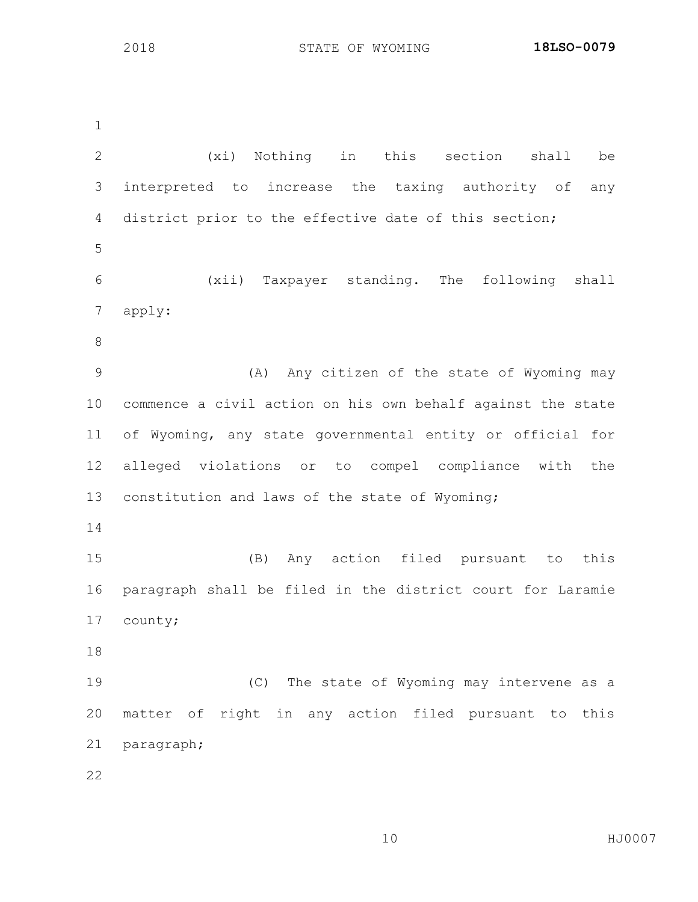(xi) Nothing in this section shall be interpreted to increase the taxing authority of any district prior to the effective date of this section;

(xii) Taxpayer standing. The following shall apply:

(A) Any citizen of the state of Wyoming may commence a civil action on his own behalf against the state of Wyoming, any state governmental entity or official for alleged violations or to compel compliance with the constitution and laws of the state of Wyoming;

(B) Any action filed pursuant to this paragraph shall be filed in the district court for Laramie county;

(C) The state of Wyoming may intervene as a matter of right in any action filed pursuant to this paragraph;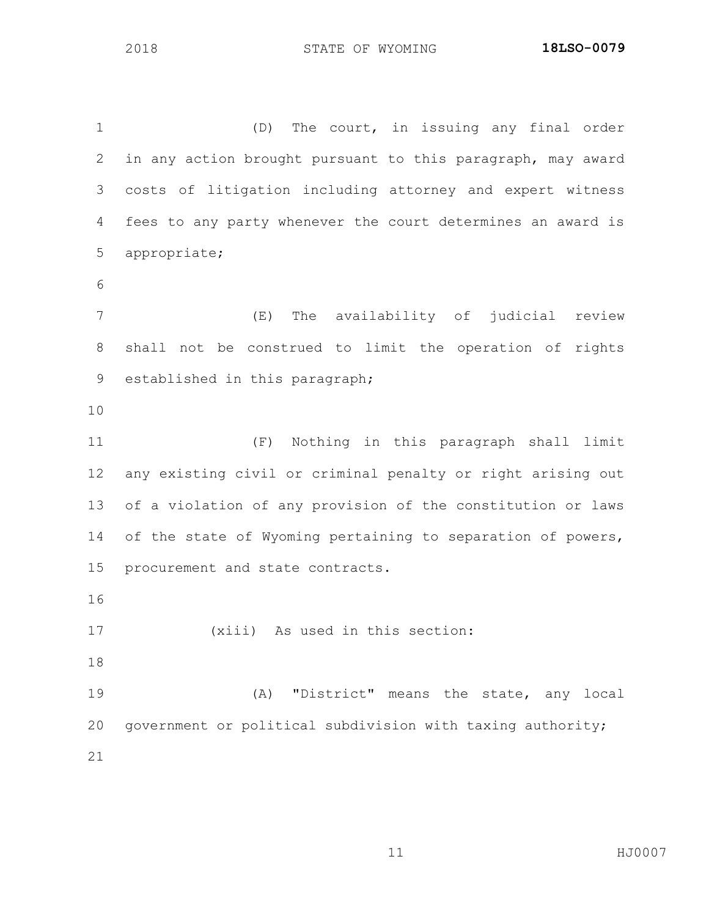(D) The court, in issuing any final order in any action brought pursuant to this paragraph, may award costs of litigation including attorney and expert witness fees to any party whenever the court determines an award is appropriate;

(E) The availability of judicial review shall not be construed to limit the operation of rights established in this paragraph;

(F) Nothing in this paragraph shall limit any existing civil or criminal penalty or right arising out of a violation of any provision of the constitution or laws of the state of Wyoming pertaining to separation of powers, procurement and state contracts.

(xiii) As used in this section:

(A) "District" means the state, any local government or political subdivision with taxing authority;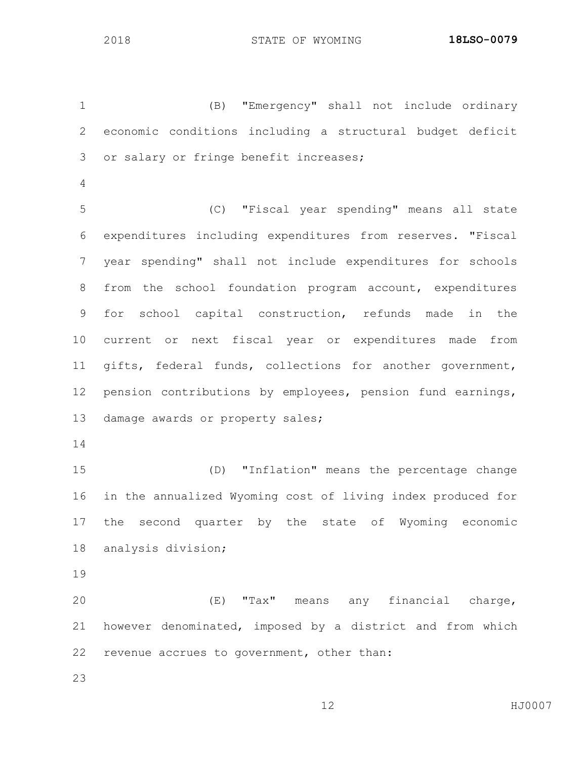(B) "Emergency" shall not include ordinary economic conditions including a structural budget deficit or salary or fringe benefit increases;

(C) "Fiscal year spending" means all state expenditures including expenditures from reserves. "Fiscal year spending" shall not include expenditures for schools from the school foundation program account, expenditures for school capital construction, refunds made in the current or next fiscal year or expenditures made from gifts, federal funds, collections for another government, pension contributions by employees, pension fund earnings, damage awards or property sales;

(D) "Inflation" means the percentage change in the annualized Wyoming cost of living index produced for the second quarter by the state of Wyoming economic analysis division;

(E) "Tax" means any financial charge, however denominated, imposed by a district and from which revenue accrues to government, other than: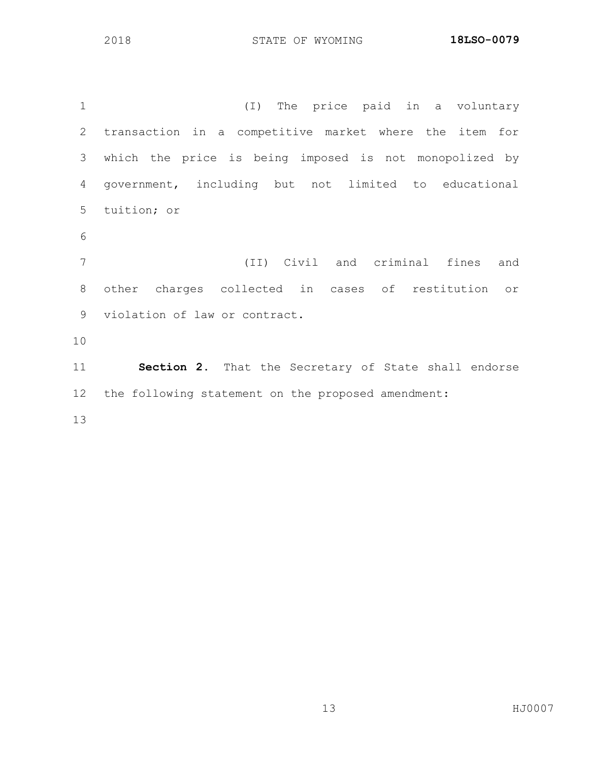(I) The price paid in a voluntary transaction in a competitive market where the item for which the price is being imposed is not monopolized by government, including but not limited to educational tuition; or

(II) Civil and criminal fines and other charges collected in cases of restitution or violation of law or contract.

**Section 2.** That the Secretary of State shall endorse the following statement on the proposed amendment: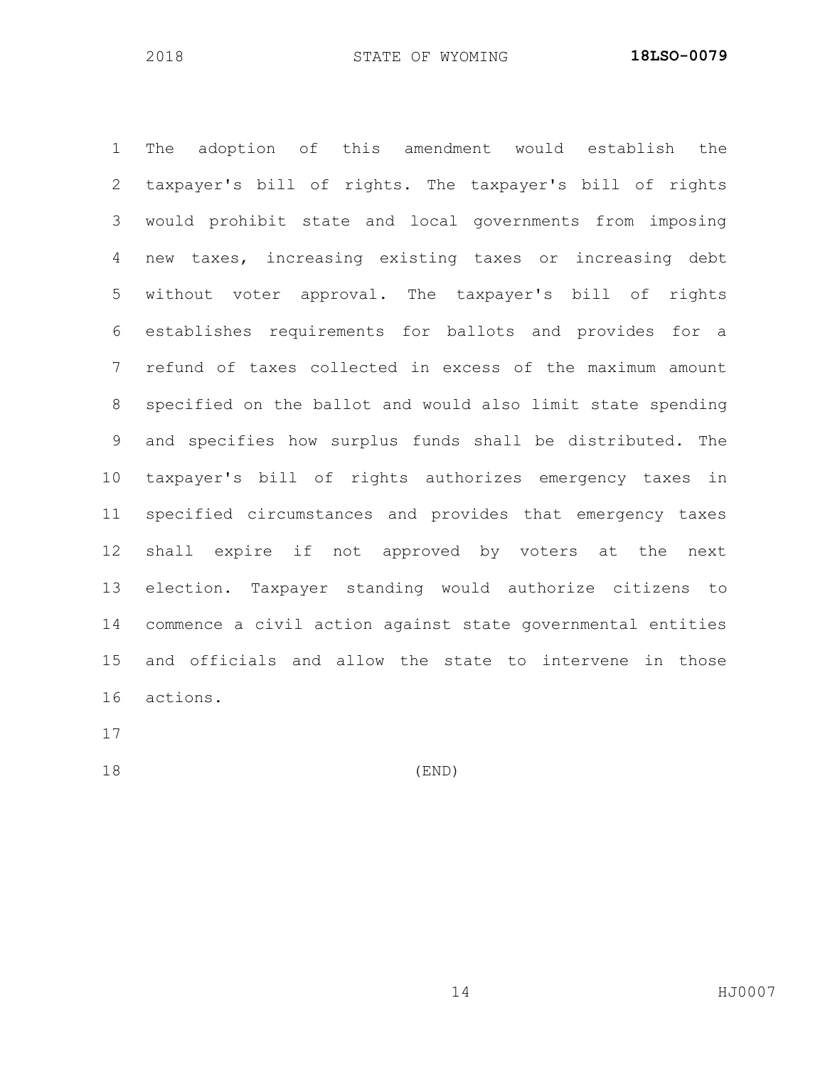The adoption of this amendment would establish the taxpayer's bill of rights. The taxpayer's bill of rights would prohibit state and local governments from imposing new taxes, increasing existing taxes or increasing debt without voter approval. The taxpayer's bill of rights establishes requirements for ballots and provides for a refund of taxes collected in excess of the maximum amount specified on the ballot and would also limit state spending and specifies how surplus funds shall be distributed. The taxpayer's bill of rights authorizes emergency taxes in specified circumstances and provides that emergency taxes shall expire if not approved by voters at the next election. Taxpayer standing would authorize citizens to commence a civil action against state governmental entities and officials and allow the state to intervene in those actions.

(END)